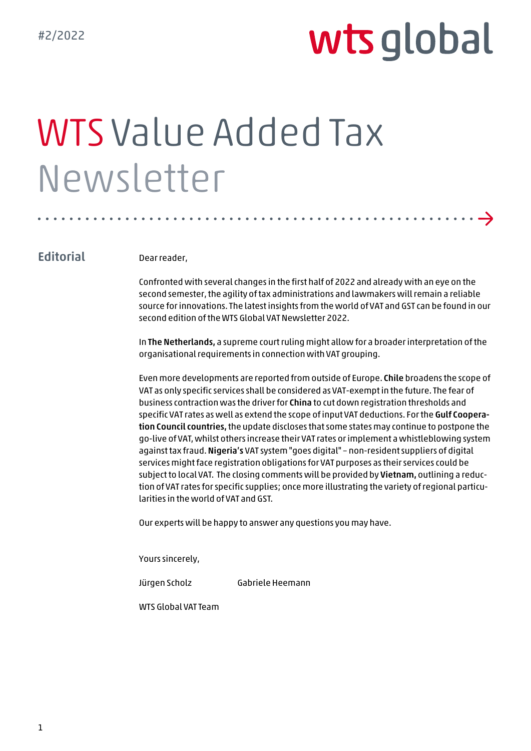#2/2022

wts global

# WTS Value Added Tax Newsletter

## Editorial

Dear reader,

Confronted with several changes in the first half of 2022 and already with an eye on the second semester, the agility of tax administrations and lawmakers will remain a reliable source for innovations. The latest insights from the world of VAT and GST can be found in our second edition of the WTS Global VAT Newsletter 2022.

In **The Netherlands,** a supreme court ruling might allow for a broader interpretation of the organisational requirements in connection with VAT grouping.

Even more developments are reported from outside of Europe. **Chile** broadens the scope of VAT as only specific services shall be considered as VAT-exempt in the future. The fear of business contraction was the driver for **China** to cut down registration thresholds and specific VAT rates as well as extend the scope of input VAT deductions. For the **Gulf Cooperation Council countries,** the update discloses that some states may continue to postpone the go-live of VAT, whilst others increase their VAT rates or implement a whistleblowing system against tax fraud. **Nigeria's** VAT system "goes digital" – non-resident suppliers of digital services might face registration obligations for VAT purposes as their services could be subject to local VAT. The closing comments will be provided by **Vietnam,** outlining a reduction of VAT rates for specific supplies; once more illustrating the variety of regional particularities in the world of VAT and GST.

Our experts will be happy to answer any questions you may have.

Yours sincerely,

Jürgen Scholz Gabriele Heemann

WTS Global VAT Team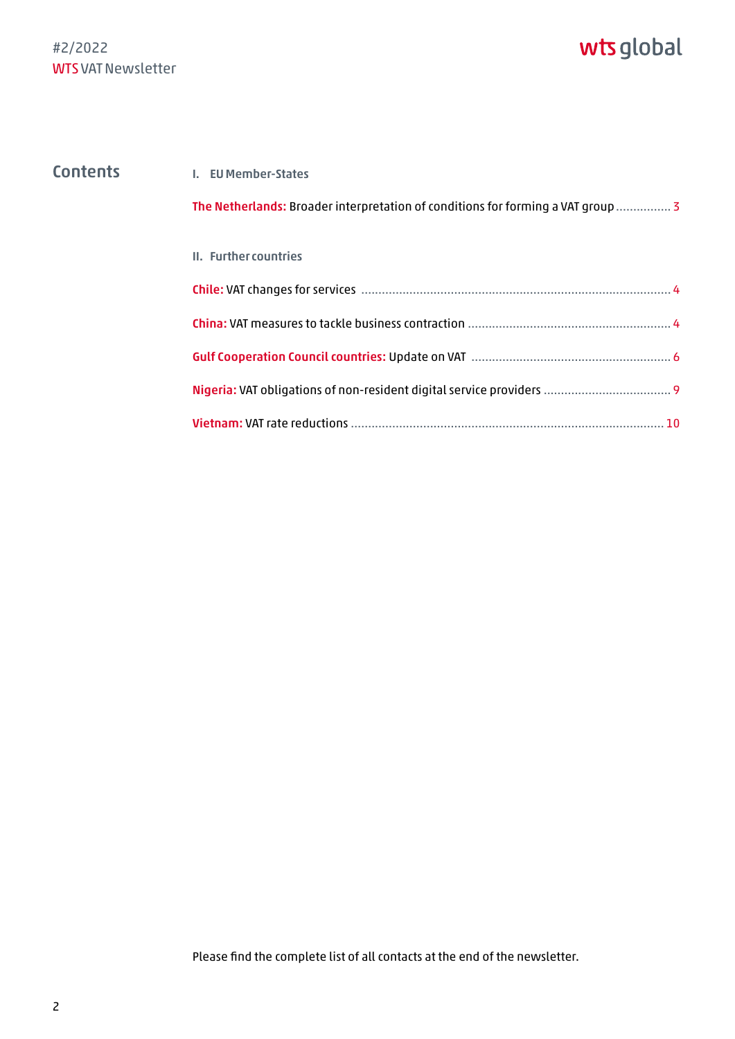## Contents

**I. EU Member-States**

**The Netherlands:** Broader interpretation of conditions for forming a VAT group ................ 3

**II. Further countries**

**Chile:** VAT changes for services ........................................................................................ 4

**China:** VAT measures to tackle business contraction .......................................................... 4

**Gulf Cooperation Council countries:** Update on VAT ......................................................... 6

**Nigeria:** VAT obligations of non-resident digital service providers .................................... 9

**Vietnam:** VAT rate reductions .......................................................................................... 10

Please find the complete list of all contacts at the end of the newsletter.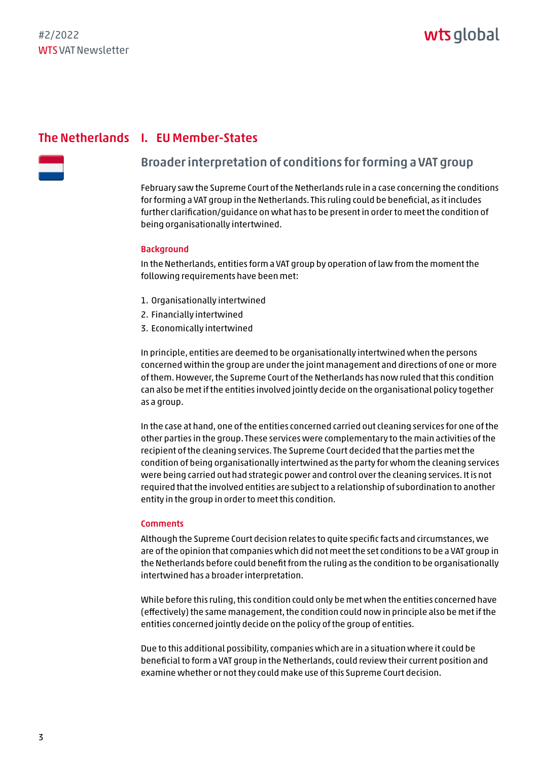## The Netherlands

## I. EU Member-States

### Broader interpretation of conditions for forming a VAT group

February saw the Supreme Court of the Netherlands rule in a case concerning the conditions for forming a VAT group in the Netherlands. This ruling could be beneficial, as it includes further clarification/guidance on what has to be present in order to meet the condition of being organisationally intertwined.

#### Background

In the Netherlands, entities form a VAT group by operation of law from the moment the following requirements have been met:

1. Organisationally intertwined
2. Financially intertwined
3. Economically intertwined

In principle, entities are deemed to be organisationally intertwined when the persons concerned within the group are under the joint management and directions of one or more of them. However, the Supreme Court of the Netherlands has now ruled that this condition can also be met if the entities involved jointly decide on the organisational policy together as a group.

In the case at hand, one of the entities concerned carried out cleaning services for one of the other parties in the group. These services were complementary to the main activities of the recipient of the cleaning services. The Supreme Court decided that the parties met the condition of being organisationally intertwined as the party for whom the cleaning services were being carried out had strategic power and control over the cleaning services. It is not required that the involved entities are subject to a relationship of subordination to another entity in the group in order to meet this condition.

#### Comments

Although the Supreme Court decision relates to quite specific facts and circumstances, we are of the opinion that companies which did not meet the set conditions to be a VAT group in the Netherlands before could benefit from the ruling as the condition to be organisationally intertwined has a broader interpretation.

While before this ruling, this condition could only be met when the entities concerned have (effectively) the same management, the condition could now in principle also be met if the entities concerned jointly decide on the policy of the group of entities.

Due to this additional possibility, companies which are in a situation where it could be beneficial to form a VAT group in the Netherlands, could review their current position and examine whether or not they could make use of this Supreme Court decision.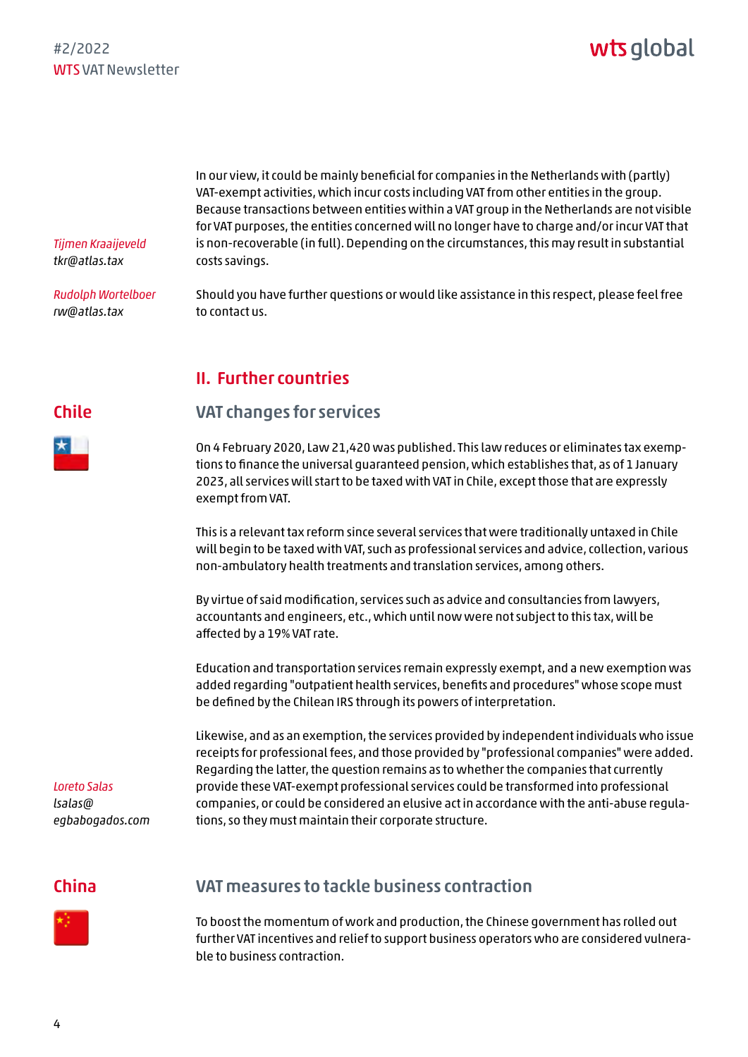In our view, it could be mainly beneficial for companies in the Netherlands with (partly) VAT-exempt activities, which incur costs including VAT from other entities in the group. Because transactions between entities within a VAT group in the Netherlands are not visible for VAT purposes, the entities concerned will no longer have to charge and/or incur VAT that is non-recoverable (in full). Depending on the circumstances, this may result in substantial costs savings.

Should you have further questions or would like assistance in this respect, please feel free to contact us.

*Tijmen Kraaijeveld*
*tkr@atlas.tax*

*Rudolph Wortelboer*
*rw@atlas.tax*

## II. Further countries

### Chile

#### VAT changes for services

On 4 February 2020, Law 21,420 was published. This law reduces or eliminates tax exemptions to finance the universal guaranteed pension, which establishes that, as of 1 January 2023, all services will start to be taxed with VAT in Chile, except those that are expressly exempt from VAT.

This is a relevant tax reform since several services that were traditionally untaxed in Chile will begin to be taxed with VAT, such as professional services and advice, collection, various non-ambulatory health treatments and translation services, among others.

By virtue of said modification, services such as advice and consultancies from lawyers, accountants and engineers, etc., which until now were not subject to this tax, will be affected by a 19% VAT rate.

Education and transportation services remain expressly exempt, and a new exemption was added regarding "outpatient health services, benefits and procedures" whose scope must be defined by the Chilean IRS through its powers of interpretation.

Likewise, and as an exemption, the services provided by independent individuals who issue receipts for professional fees, and those provided by "professional companies" were added. Regarding the latter, the question remains as to whether the companies that currently provide these VAT-exempt professional services could be transformed into professional companies, or could be considered an elusive act in accordance with the anti-abuse regulations, so they must maintain their corporate structure.

*Loreto Salas*
*lsalas@egbabogados.com*

### China

#### VAT measures to tackle business contraction

To boost the momentum of work and production, the Chinese government has rolled out further VAT incentives and relief to support business operators who are considered vulnerable to business contraction.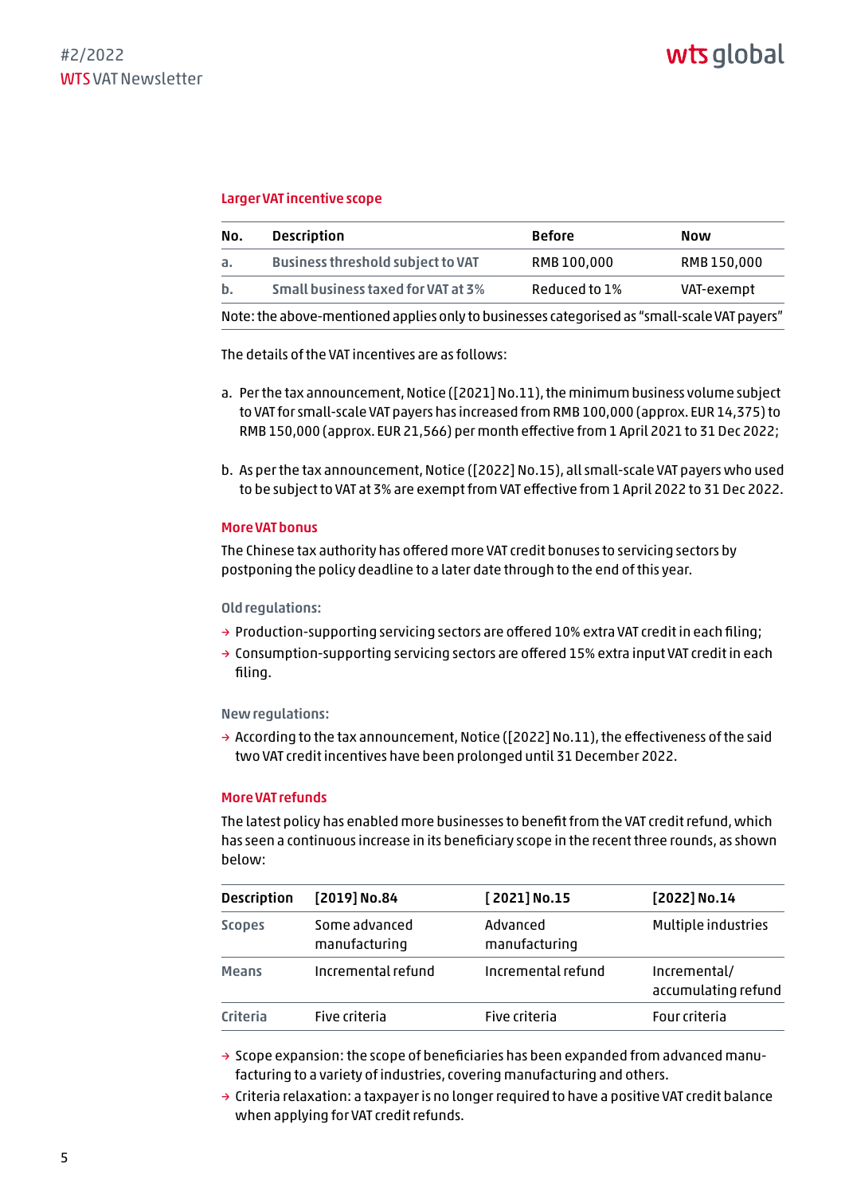### Larger VAT incentive scope

| No. | Description | Before | Now |
|---|---|---|---|
| a. | Business threshold subject to VAT | RMB 100,000 | RMB 150,000 |
| b. | Small business taxed for VAT at 3% | Reduced to 1% | VAT-exempt |
| Note: the above-mentioned applies only to businesses categorised as "small-scale VAT payers" | | | |

The details of the VAT incentives are as follows:

a. Per the tax announcement, Notice ([2021] No.11), the minimum business volume subject to VAT for small-scale VAT payers has increased from RMB 100,000 (approx. EUR 14,375) to RMB 150,000 (approx. EUR 21,566) per month effective from 1 April 2021 to 31 Dec 2022;

b. As per the tax announcement, Notice ([2022] No.15), all small-scale VAT payers who used to be subject to VAT at 3% are exempt from VAT effective from 1 April 2022 to 31 Dec 2022.

### More VAT bonus

The Chinese tax authority has offered more VAT credit bonuses to servicing sectors by postponing the policy deadline to a later date through to the end of this year.

**Old regulations:**

- Production-supporting servicing sectors are offered 10% extra VAT credit in each filing;
- Consumption-supporting servicing sectors are offered 15% extra input VAT credit in each filing.

**New regulations:**

- According to the tax announcement, Notice ([2022] No.11), the effectiveness of the said two VAT credit incentives have been prolonged until 31 December 2022.

### More VAT refunds

The latest policy has enabled more businesses to benefit from the VAT credit refund, which has seen a continuous increase in its beneficiary scope in the recent three rounds, as shown below:

| Description | [2019] No.84 | [ 2021] No.15 | [2022] No.14 |
|---|---|---|---|
| Scopes | Some advanced manufacturing | Advanced manufacturing | Multiple industries |
| Means | Incremental refund | Incremental refund | Incremental/ accumulating refund |
| Criteria | Five criteria | Five criteria | Four criteria |

- Scope expansion: the scope of beneficiaries has been expanded from advanced manufacturing to a variety of industries, covering manufacturing and others.
- Criteria relaxation: a taxpayer is no longer required to have a positive VAT credit balance when applying for VAT credit refunds.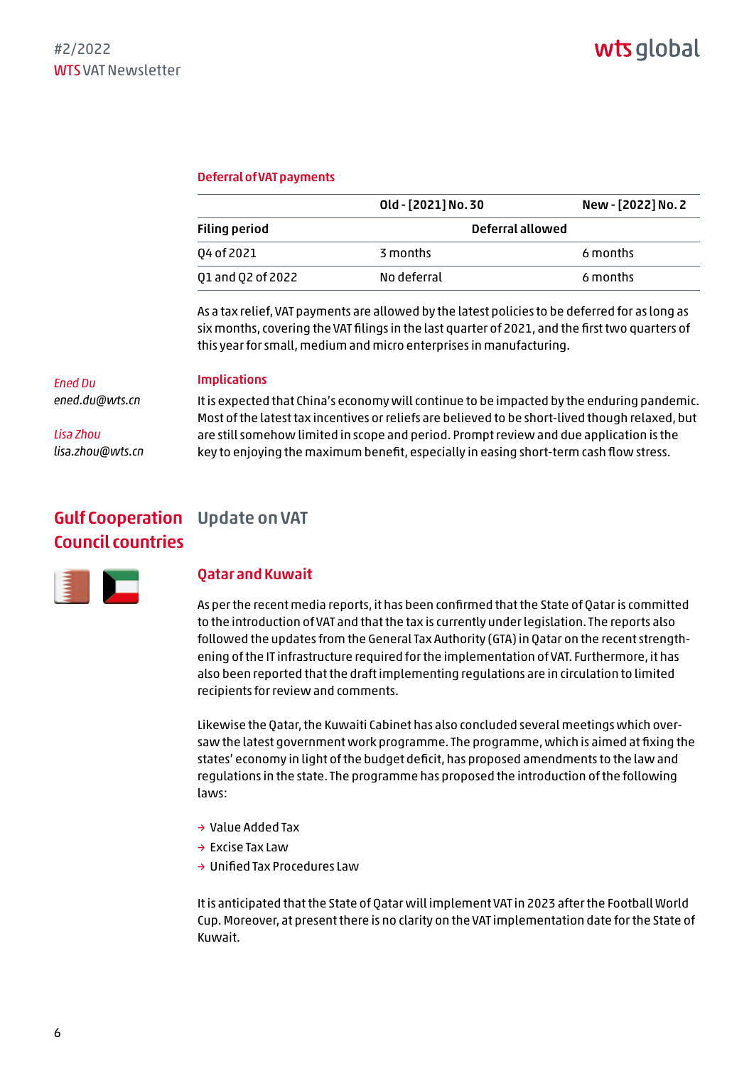### Deferral of VAT payments

| | Old - [2021] No. 30 | New - [2022] No. 2 |
|---|---|---|
| **Filing period** | **Deferral allowed** | |
| Q4 of 2021 | 3 months | 6 months |
| Q1 and Q2 of 2022 | No deferral | 6 months |

As a tax relief, VAT payments are allowed by the latest policies to be deferred for as long as six months, covering the VAT filings in the last quarter of 2021, and the first two quarters of this year for small, medium and micro enterprises in manufacturing.

### Implications

It is expected that China's economy will continue to be impacted by the enduring pandemic. Most of the latest tax incentives or reliefs are believed to be short-lived though relaxed, but are still somehow limited in scope and period. Prompt review and due application is the key to enjoying the maximum benefit, especially in easing short-term cash flow stress.

*Ened Du*
*ened.du@wts.cn*

*Lisa Zhou*
*lisa.zhou@wts.cn*

## Gulf Cooperation Council countries

## Update on VAT

### Qatar and Kuwait

As per the recent media reports, it has been confirmed that the State of Qatar is committed to the introduction of VAT and that the tax is currently under legislation. The reports also followed the updates from the General Tax Authority (GTA) in Qatar on the recent strengthening of the IT infrastructure required for the implementation of VAT. Furthermore, it has also been reported that the draft implementing regulations are in circulation to limited recipients for review and comments.

Likewise the Qatar, the Kuwaiti Cabinet has also concluded several meetings which oversaw the latest government work programme. The programme, which is aimed at fixing the states' economy in light of the budget deficit, has proposed amendments to the law and regulations in the state. The programme has proposed the introduction of the following laws:

- Value Added Tax
- Excise Tax Law
- Unified Tax Procedures Law

It is anticipated that the State of Qatar will implement VAT in 2023 after the Football World Cup. Moreover, at present there is no clarity on the VAT implementation date for the State of Kuwait.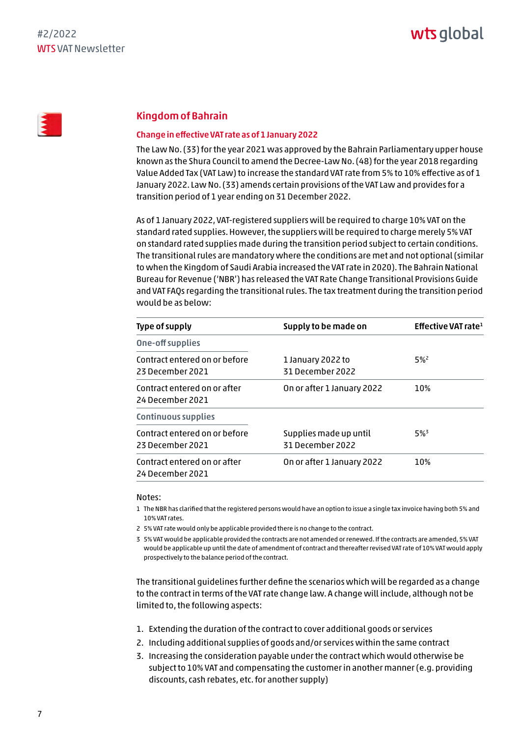## Kingdom of Bahrain

### Change in effective VAT rate as of 1 January 2022

The Law No. (33) for the year 2021 was approved by the Bahrain Parliamentary upper house known as the Shura Council to amend the Decree-Law No. (48) for the year 2018 regarding Value Added Tax (VAT Law) to increase the standard VAT rate from 5% to 10% effective as of 1 January 2022. Law No. (33) amends certain provisions of the VAT Law and provides for a transition period of 1 year ending on 31 December 2022.

As of 1 January 2022, VAT-registered suppliers will be required to charge 10% VAT on the standard rated supplies. However, the suppliers will be required to charge merely 5% VAT on standard rated supplies made during the transition period subject to certain conditions. The transitional rules are mandatory where the conditions are met and not optional (similar to when the Kingdom of Saudi Arabia increased the VAT rate in 2020). The Bahrain National Bureau for Revenue ('NBR') has released the VAT Rate Change Transitional Provisions Guide and VAT FAQs regarding the transitional rules. The tax treatment during the transition period would be as below:

| Type of supply | Supply to be made on | Effective VAT rate[1] |
|---|---|---|
| **One-off supplies** | | |
| Contract entered on or before 23 December 2021 | 1 January 2022 to 31 December 2022 | 5%[2] |
| Contract entered on or after 24 December 2021 | On or after 1 January 2022 | 10% |
| **Continuous supplies** | | |
| Contract entered on or before 23 December 2021 | Supplies made up until 31 December 2022 | 5%[3] |
| Contract entered on or after 24 December 2021 | On or after 1 January 2022 | 10% |

Notes:

1 The NBR has clarified that the registered persons would have an option to issue a single tax invoice having both 5% and 10% VAT rates.

2 5% VAT rate would only be applicable provided there is no change to the contract.

3 5% VAT would be applicable provided the contracts are not amended or renewed. If the contracts are amended, 5% VAT would be applicable up until the date of amendment of contract and thereafter revised VAT rate of 10% VAT would apply prospectively to the balance period of the contract.

The transitional guidelines further define the scenarios which will be regarded as a change to the contract in terms of the VAT rate change law. A change will include, although not be limited to, the following aspects:

1. Extending the duration of the contract to cover additional goods or services
2. Including additional supplies of goods and/or services within the same contract
3. Increasing the consideration payable under the contract which would otherwise be subject to 10% VAT and compensating the customer in another manner (e.g. providing discounts, cash rebates, etc. for another supply)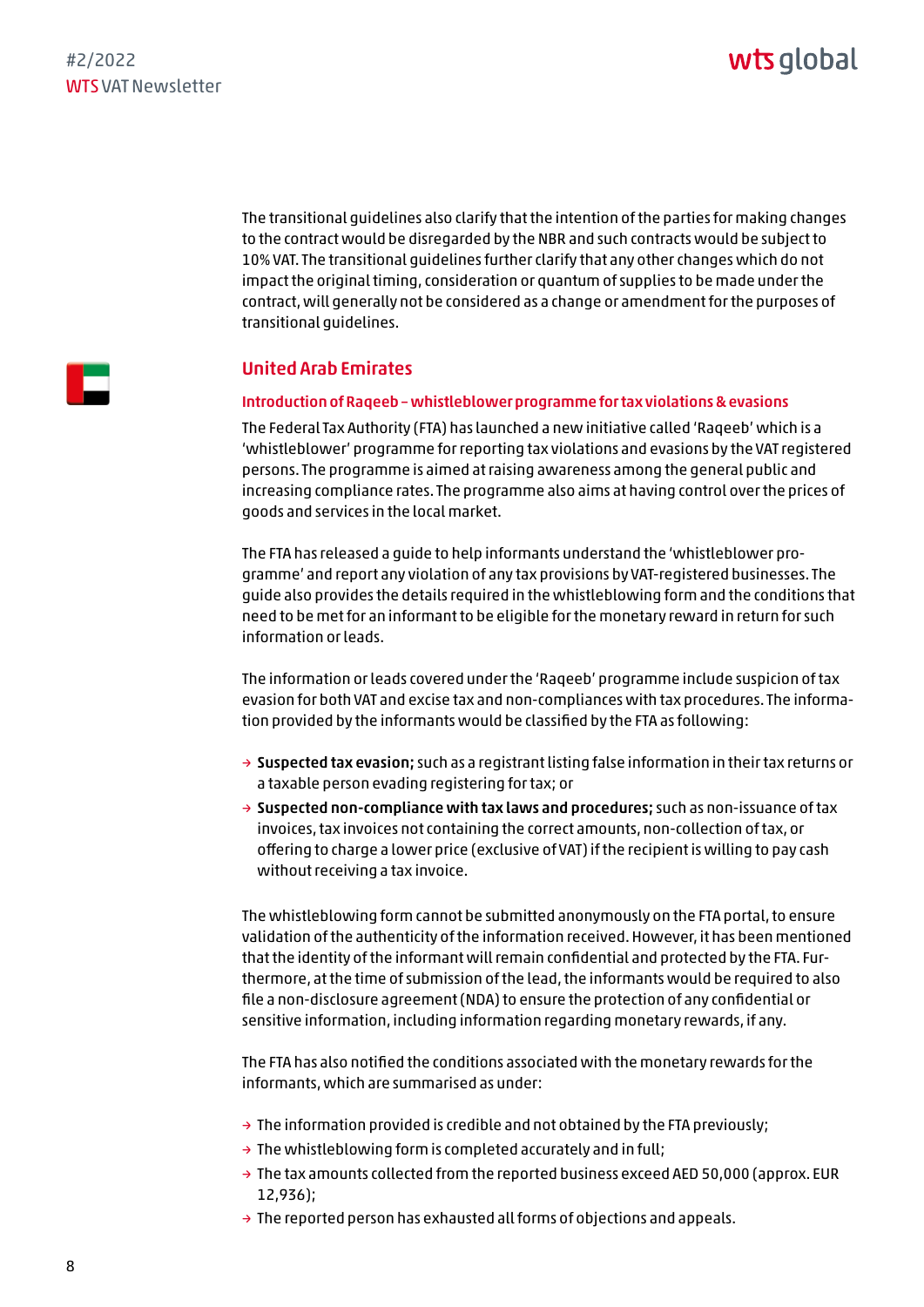The transitional guidelines also clarify that the intention of the parties for making changes to the contract would be disregarded by the NBR and such contracts would be subject to 10% VAT. The transitional guidelines further clarify that any other changes which do not impact the original timing, consideration or quantum of supplies to be made under the contract, will generally not be considered as a change or amendment for the purposes of transitional guidelines.

## United Arab Emirates

### Introduction of Raqeeb – whistleblower programme for tax violations & evasions

The Federal Tax Authority (FTA) has launched a new initiative called 'Raqeeb' which is a 'whistleblower' programme for reporting tax violations and evasions by the VAT registered persons. The programme is aimed at raising awareness among the general public and increasing compliance rates. The programme also aims at having control over the prices of goods and services in the local market.

The FTA has released a guide to help informants understand the 'whistleblower programme' and report any violation of any tax provisions by VAT-registered businesses. The guide also provides the details required in the whistleblowing form and the conditions that need to be met for an informant to be eligible for the monetary reward in return for such information or leads.

The information or leads covered under the 'Raqeeb' programme include suspicion of tax evasion for both VAT and excise tax and non-compliances with tax procedures. The information provided by the informants would be classified by the FTA as following:

- **Suspected tax evasion;** such as a registrant listing false information in their tax returns or a taxable person evading registering for tax; or
- **Suspected non-compliance with tax laws and procedures;** such as non-issuance of tax invoices, tax invoices not containing the correct amounts, non-collection of tax, or offering to charge a lower price (exclusive of VAT) if the recipient is willing to pay cash without receiving a tax invoice.

The whistleblowing form cannot be submitted anonymously on the FTA portal, to ensure validation of the authenticity of the information received. However, it has been mentioned that the identity of the informant will remain confidential and protected by the FTA. Furthermore, at the time of submission of the lead, the informants would be required to also file a non-disclosure agreement (NDA) to ensure the protection of any confidential or sensitive information, including information regarding monetary rewards, if any.

The FTA has also notified the conditions associated with the monetary rewards for the informants, which are summarised as under:

- The information provided is credible and not obtained by the FTA previously;
- The whistleblowing form is completed accurately and in full;
- The tax amounts collected from the reported business exceed AED 50,000 (approx. EUR 12,936);
- The reported person has exhausted all forms of objections and appeals.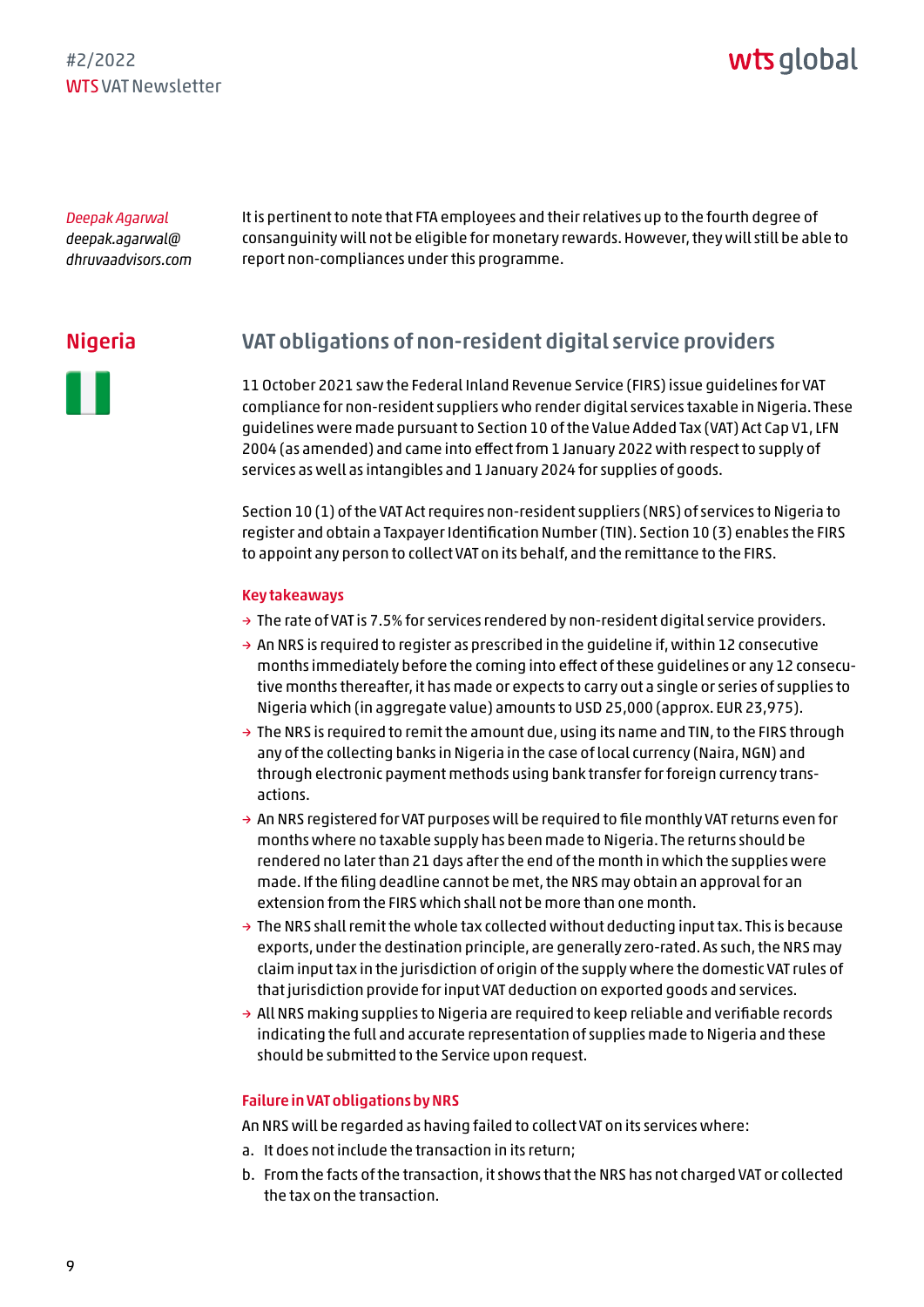*Deepak Agarwal*
*deepak.agarwal@dhruvaadvisors.com*

It is pertinent to note that FTA employees and their relatives up to the fourth degree of consanguinity will not be eligible for monetary rewards. However, they will still be able to report non-compliances under this programme.

## Nigeria

### VAT obligations of non-resident digital service providers

11 October 2021 saw the Federal Inland Revenue Service (FIRS) issue guidelines for VAT compliance for non-resident suppliers who render digital services taxable in Nigeria. These guidelines were made pursuant to Section 10 of the Value Added Tax (VAT) Act Cap V1, LFN 2004 (as amended) and came into effect from 1 January 2022 with respect to supply of services as well as intangibles and 1 January 2024 for supplies of goods.

Section 10 (1) of the VAT Act requires non-resident suppliers (NRS) of services to Nigeria to register and obtain a Taxpayer Identification Number (TIN). Section 10 (3) enables the FIRS to appoint any person to collect VAT on its behalf, and the remittance to the FIRS.

#### Key takeaways

- The rate of VAT is 7.5% for services rendered by non-resident digital service providers.
- An NRS is required to register as prescribed in the guideline if, within 12 consecutive months immediately before the coming into effect of these guidelines or any 12 consecutive months thereafter, it has made or expects to carry out a single or series of supplies to Nigeria which (in aggregate value) amounts to USD 25,000 (approx. EUR 23,975).
- The NRS is required to remit the amount due, using its name and TIN, to the FIRS through any of the collecting banks in Nigeria in the case of local currency (Naira, NGN) and through electronic payment methods using bank transfer for foreign currency transactions.
- An NRS registered for VAT purposes will be required to file monthly VAT returns even for months where no taxable supply has been made to Nigeria. The returns should be rendered no later than 21 days after the end of the month in which the supplies were made. If the filing deadline cannot be met, the NRS may obtain an approval for an extension from the FIRS which shall not be more than one month.
- The NRS shall remit the whole tax collected without deducting input tax. This is because exports, under the destination principle, are generally zero-rated. As such, the NRS may claim input tax in the jurisdiction of origin of the supply where the domestic VAT rules of that jurisdiction provide for input VAT deduction on exported goods and services.
- All NRS making supplies to Nigeria are required to keep reliable and verifiable records indicating the full and accurate representation of supplies made to Nigeria and these should be submitted to the Service upon request.

#### Failure in VAT obligations by NRS

An NRS will be regarded as having failed to collect VAT on its services where:

a. It does not include the transaction in its return;
b. From the facts of the transaction, it shows that the NRS has not charged VAT or collected the tax on the transaction.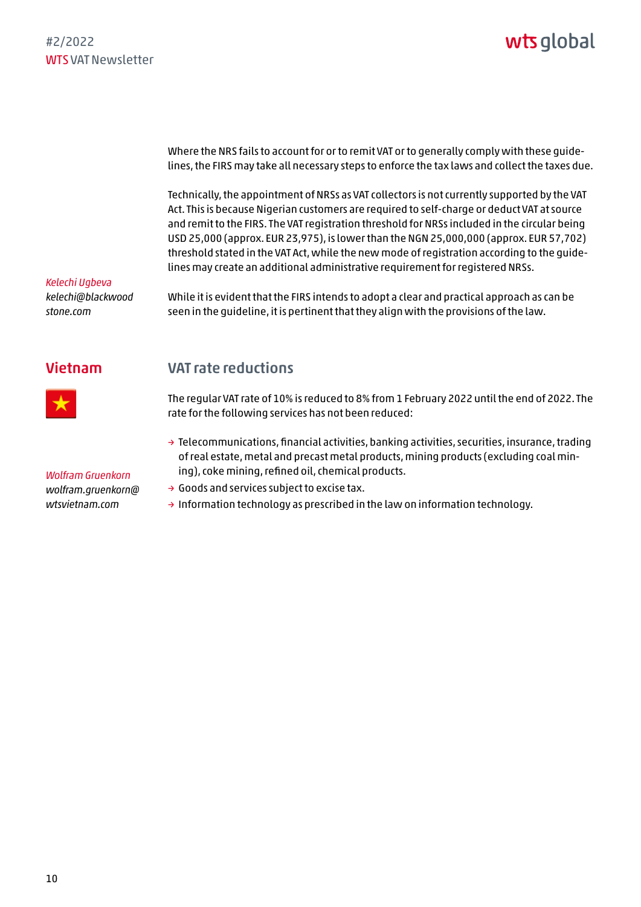Where the NRS fails to account for or to remit VAT or to generally comply with these guidelines, the FIRS may take all necessary steps to enforce the tax laws and collect the taxes due.

Technically, the appointment of NRSs as VAT collectors is not currently supported by the VAT Act. This is because Nigerian customers are required to self-charge or deduct VAT at source and remit to the FIRS. The VAT registration threshold for NRSs included in the circular being USD 25,000 (approx. EUR 23,975), is lower than the NGN 25,000,000 (approx. EUR 57,702) threshold stated in the VAT Act, while the new mode of registration according to the guidelines may create an additional administrative requirement for registered NRSs.

While it is evident that the FIRS intends to adopt a clear and practical approach as can be seen in the guideline, it is pertinent that they align with the provisions of the law.

*Kelechi Ugbeva*
*kelechi@blackwoodstone.com*

## Vietnam

### VAT rate reductions

The regular VAT rate of 10% is reduced to 8% from 1 February 2022 until the end of 2022. The rate for the following services has not been reduced:

- Telecommunications, financial activities, banking activities, securities, insurance, trading of real estate, metal and precast metal products, mining products (excluding coal mining), coke mining, refined oil, chemical products.
- Goods and services subject to excise tax.
- Information technology as prescribed in the law on information technology.

*Wolfram Gruenkorn*
*wolfram.gruenkorn@wtsvietnam.com*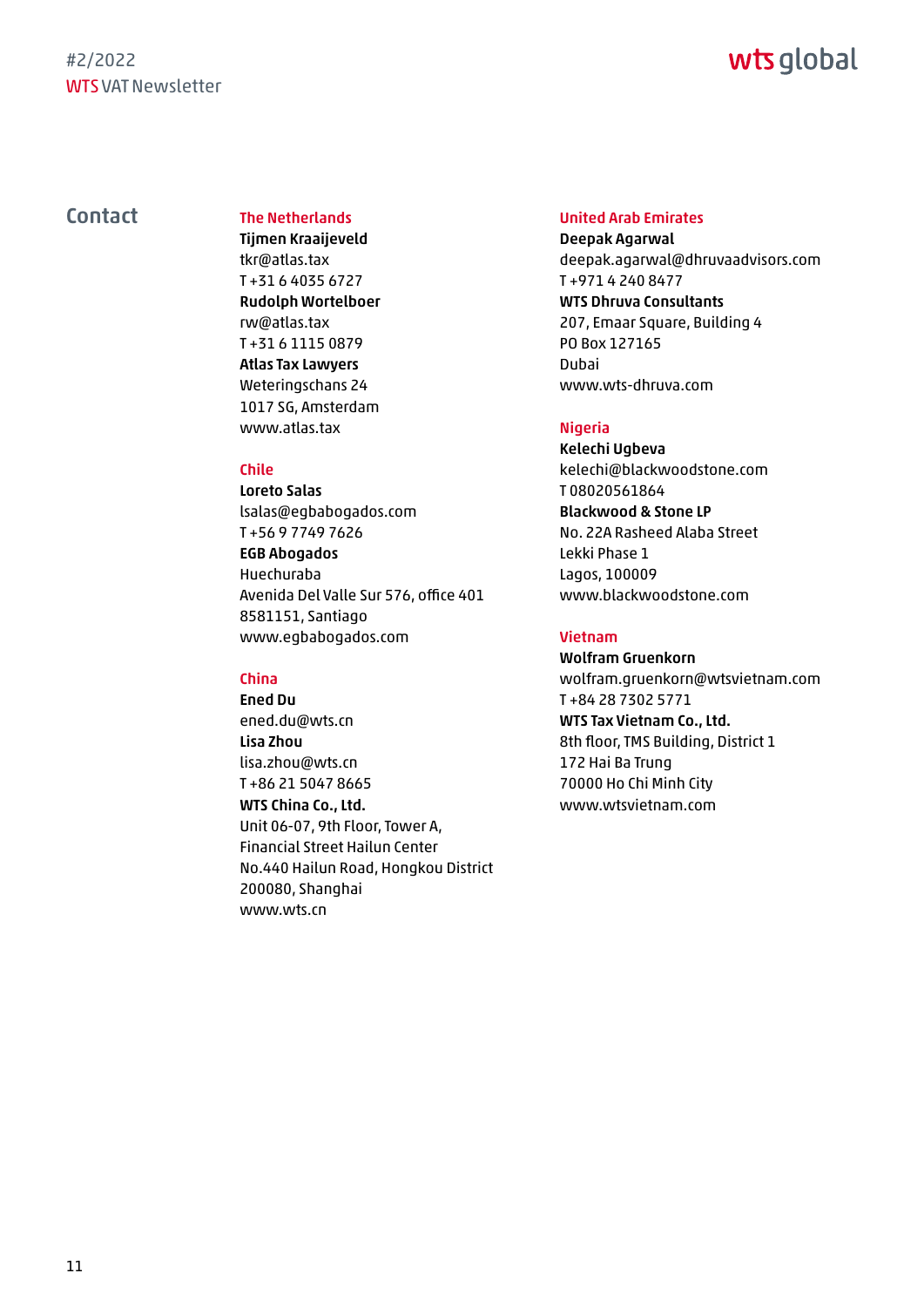## Contact

### The Netherlands

**Tijmen Kraaijeveld**
tkr@atlas.tax
T +31 6 4035 6727

**Rudolph Wortelboer**
rw@atlas.tax
T +31 6 1115 0879

**Atlas Tax Lawyers**
Weteringschans 24
1017 SG, Amsterdam
www.atlas.tax

### Chile

**Loreto Salas**
lsalas@egbabogados.com
T +56 9 7749 7626

**EGB Abogados**
Huechuraba
Avenida Del Valle Sur 576, office 401
8581151, Santiago
www.egbabogados.com

### China

**Ened Du**
ened.du@wts.cn

**Lisa Zhou**
lisa.zhou@wts.cn
T +86 21 5047 8665

**WTS China Co., Ltd.**
Unit 06-07, 9th Floor, Tower A,
Financial Street Hailun Center
No.440 Hailun Road, Hongkou District
200080, Shanghai
www.wts.cn

### United Arab Emirates

**Deepak Agarwal**
deepak.agarwal@dhruvaadvisors.com
T +971 4 240 8477

**WTS Dhruva Consultants**
207, Emaar Square, Building 4
PO Box 127165
Dubai
www.wts-dhruva.com

### Nigeria

**Kelechi Ugbeva**
kelechi@blackwoodstone.com
T 08020561864

**Blackwood & Stone LP**
No. 22A Rasheed Alaba Street
Lekki Phase 1
Lagos, 100009
www.blackwoodstone.com

### Vietnam

**Wolfram Gruenkorn**
wolfram.gruenkorn@wtsvietnam.com
T +84 28 7302 5771

**WTS Tax Vietnam Co., Ltd.**
8th floor, TMS Building, District 1
172 Hai Ba Trung
70000 Ho Chi Minh City
www.wtsvietnam.com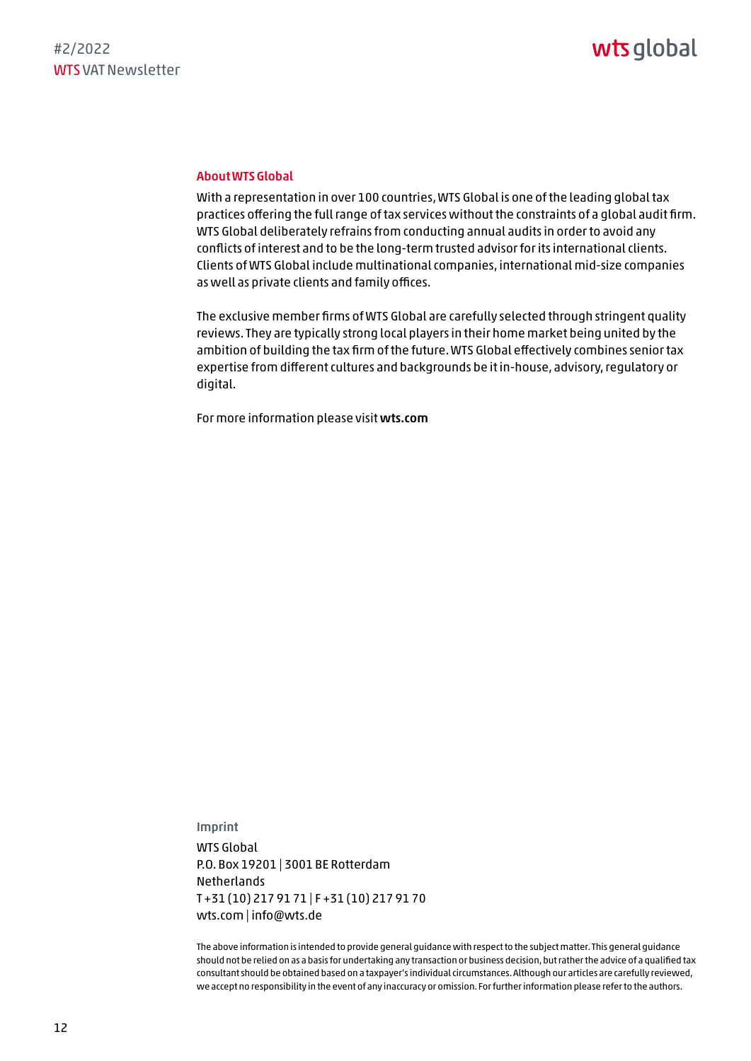## About WTS Global

With a representation in over 100 countries, WTS Global is one of the leading global tax practices offering the full range of tax services without the constraints of a global audit firm. WTS Global deliberately refrains from conducting annual audits in order to avoid any conflicts of interest and to be the long-term trusted advisor for its international clients. Clients of WTS Global include multinational companies, international mid-size companies as well as private clients and family offices.

The exclusive member firms of WTS Global are carefully selected through stringent quality reviews. They are typically strong local players in their home market being united by the ambition of building the tax firm of the future. WTS Global effectively combines senior tax expertise from different cultures and backgrounds be it in-house, advisory, regulatory or digital.

For more information please visit **wts.com**

### Imprint

WTS Global
P.O. Box 19201 | 3001 BE Rotterdam
Netherlands
T +31 (10) 217 91 71 | F +31 (10) 217 91 70
wts.com | info@wts.de

The above information is intended to provide general guidance with respect to the subject matter. This general guidance should not be relied on as a basis for undertaking any transaction or business decision, but rather the advice of a qualified tax consultant should be obtained based on a taxpayer's individual circumstances. Although our articles are carefully reviewed, we accept no responsibility in the event of any inaccuracy or omission. For further information please refer to the authors.